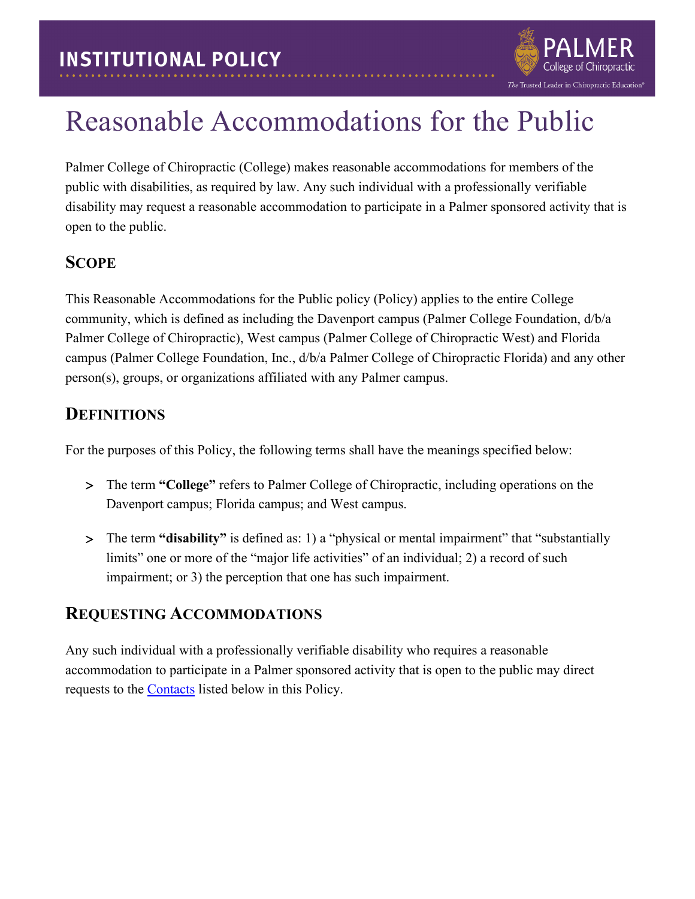# INSTITUTIONAL POLICY

# Reasonable Accommodations for the Public

Palmer College of Chiropractic (College) makes reasonable accommodations for members of the public with disabilities, as required by law. Any such individual with a professionally verifiable disability may request a reasonable accommodation to participate in a Palmer sponsored activity that is open to the public.

## SCOPE

This Reasonable Accommodations for the Public policy (Policy) applies to the entire College community, which is defined as including the Davenport campus (Palmer College Foundation, d/b/a Palmer College of Chiropractic), West campus (Palmer College of Chiropractic West) and Florida campus (Palmer College Foundation, Inc., d/b/a Palmer College of Chiropractic Florida) and any other person(s), groups, or organizations affiliated with any Palmer campus.

## DEFINITIONS

For the purposes of this Policy, the following terms shall have the meanings specified below:

- The term **"College"** refers to Palmer College of Chiropractic, including operations on the Davenport campus; Florida campus; and West campus.
- The term **"disability"** is defined as: 1) a "physical or mental impairment" that "substantially limits" one or more of the "major life activities" of an individual; 2) a record of such impairment; or 3) the perception that one has such impairment.

## REQUESTING ACCOMMODATIONS

Any such individual with a professionally verifiable disability who requires a reasonable accommodation to participate in a Palmer sponsored activity that is open to the public may direct requests to the Contacts listed below in this Policy.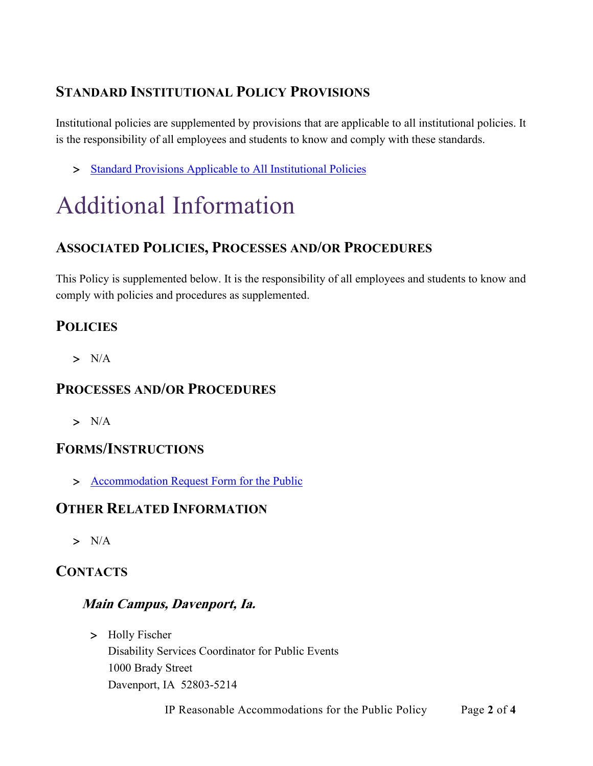## Standard Institutional Policy Provisions

Institutional policies are supplemented by provisions that are applicable to all institutional policies. It is the responsibility of all employees and students to know and comply with these standards.

- Standard Provisions Applicable to All Institutional Policies

# Additional Information

## Associated Policies, Processes and/or Procedures

This Policy is supplemented below. It is the responsibility of all employees and students to know and comply with policies and procedures as supplemented.

## Policies

- N/A

## Processes and/or Procedures

- N/A

## Forms/Instructions

- Accommodation Request Form for the Public

## Other Related Information

- N/A

## Contacts

### *Main Campus, Davenport, Ia.*

- Holly Fischer
  Disability Services Coordinator for Public Events
  1000 Brady Street
  Davenport, IA 52803-5214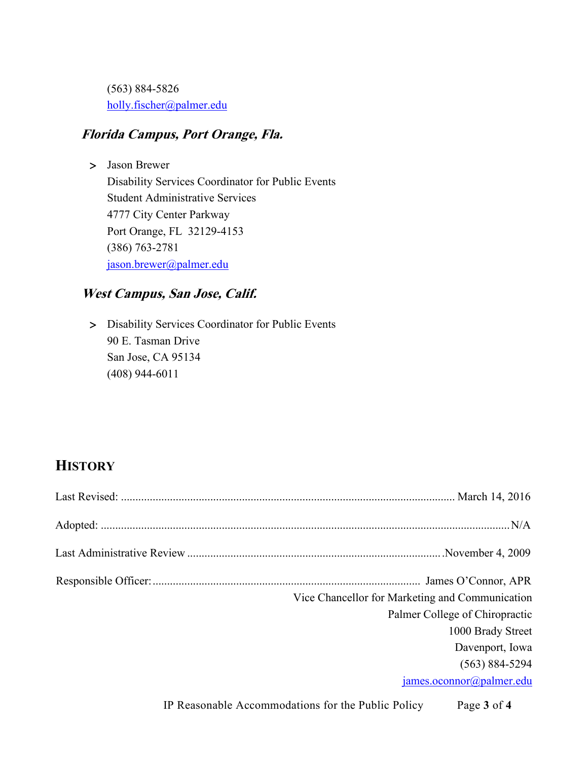(563) 884-5826
holly.fischer@palmer.edu

### *Florida Campus, Port Orange, Fla.*

> Jason Brewer
> Disability Services Coordinator for Public Events
> Student Administrative Services
> 4777 City Center Parkway
> Port Orange, FL 32129-4153
> (386) 763-2781
> jason.brewer@palmer.edu

### *West Campus, San Jose, Calif.*

> Disability Services Coordinator for Public Events
> 90 E. Tasman Drive
> San Jose, CA 95134
> (408) 944-6011

## HISTORY

Last Revised: ........................................ March 14, 2016

Adopted: ........................................ N/A

Last Administrative Review ........................................ November 4, 2009

Responsible Officer: ........................................ James O'Connor, APR
Vice Chancellor for Marketing and Communication
Palmer College of Chiropractic
1000 Brady Street
Davenport, Iowa
(563) 884-5294
james.oconnor@palmer.edu

IP Reasonable Accommodations for the Public Policy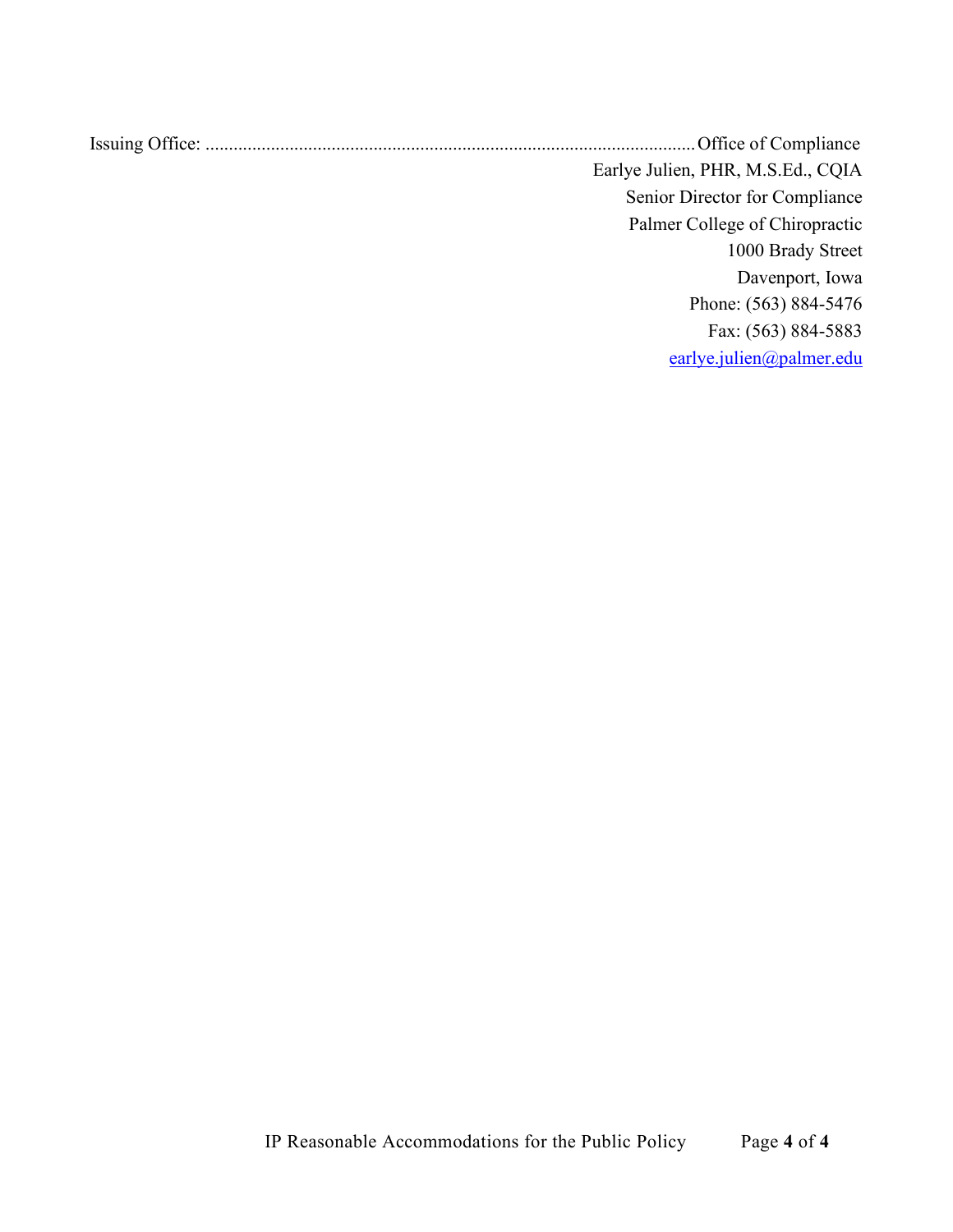Issuing Office: ........................................................................................................ Office of Compliance

Earlye Julien, PHR, M.S.Ed., CQIA
Senior Director for Compliance
Palmer College of Chiropractic
1000 Brady Street
Davenport, Iowa
Phone: (563) 884-5476
Fax: (563) 884-5883
earlye.julien@palmer.edu